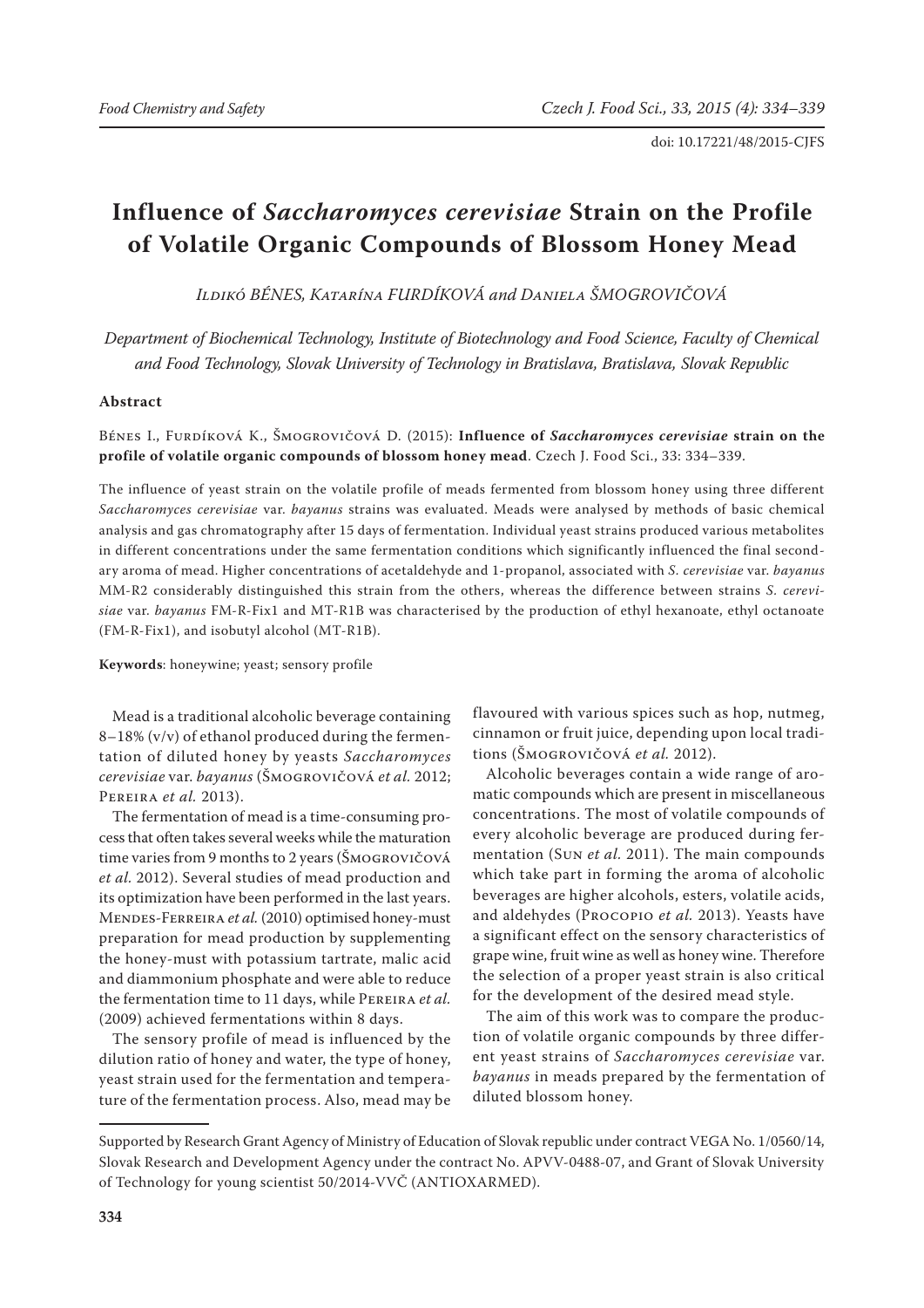doi: 10.17221/48/2015-CJFS

# Influence of *Saccharomyces cerevisiae* Strain on the Profile of Volatile Organic Compounds of Blossom Honey Mead

*Ildikó BÉNES, Katarína FURDÍKOVÁ and Daniela ŠMOGROVIČOVÁ*

*Department of Biochemical Technology, Institute of Biotechnology and Food Science, Faculty of Chemical and Food Technology, Slovak University of Technology in Bratislava, Bratislava, Slovak Republic*

### Abstract

Bénes I., Furdíková K., Šmogrovičová D. (2015): **Influence of *Saccharomyces cerevisiae* strain on the profile of volatile organic compounds of blossom honey mead**. Czech J. Food Sci., 33: 334–339.

The influence of yeast strain on the volatile profile of meads fermented from blossom honey using three different *Saccharomyces cerevisiae* var. *bayanus* strains was evaluated. Meads were analysed by methods of basic chemical analysis and gas chromatography after 15 days of fermentation. Individual yeast strains produced various metabolites in different concentrations under the same fermentation conditions which significantly influenced the final secondary aroma of mead. Higher concentrations of acetaldehyde and 1-propanol, associated with *S. cerevisiae* var. *bayanus* MM-R2 considerably distinguished this strain from the others, whereas the difference between strains *S. cerevisiae* var. *bayanus* FM-R-Fix1 and MT-R1B was characterised by the production of ethyl hexanoate, ethyl octanoate (FM-R-Fix1), and isobutyl alcohol (MT-R1B).

**Keywords**: honeywine; yeast; sensory profile

Mead is a traditional alcoholic beverage containing 8–18% (v/v) of ethanol produced during the fermentation of diluted honey by yeasts *Saccharomyces cerevisiae* var. *bayanus* (Šmogrovičová *et al.* 2012; Pereira *et al.* 2013).

The fermentation of mead is a time-consuming process that often takes several weeks while the maturation time varies from 9 months to 2 years (Šmogrovičová *et al.* 2012). Several studies of mead production and its optimization have been performed in the last years. Mendes-Ferreira *et al.* (2010) optimised honey-must preparation for mead production by supplementing the honey-must with potassium tartrate, malic acid and diammonium phosphate and were able to reduce the fermentation time to 11 days, while Pereira *et al.* (2009) achieved fermentations within 8 days.

The sensory profile of mead is influenced by the dilution ratio of honey and water, the type of honey, yeast strain used for the fermentation and temperature of the fermentation process. Also, mead may be flavoured with various spices such as hop, nutmeg, cinnamon or fruit juice, depending upon local traditions (Šmogrovičová *et al.* 2012).

Alcoholic beverages contain a wide range of aromatic compounds which are present in miscellaneous concentrations. The most of volatile compounds of every alcoholic beverage are produced during fermentation (Sun *et al.* 2011). The main compounds which take part in forming the aroma of alcoholic beverages are higher alcohols, esters, volatile acids, and aldehydes (Procopio *et al.* 2013). Yeasts have a significant effect on the sensory characteristics of grape wine, fruit wine as well as honey wine. Therefore the selection of a proper yeast strain is also critical for the development of the desired mead style.

The aim of this work was to compare the production of volatile organic compounds by three different yeast strains of *Saccharomyces cerevisiae* var. *bayanus* in meads prepared by the fermentation of diluted blossom honey.

---

Supported by Research Grant Agency of Ministry of Education of Slovak republic under contract VEGA No. 1/0560/14, Slovak Research and Development Agency under the contract No. APVV-0488-07, and Grant of Slovak University of Technology for young scientist 50/2014-VVČ (ANTIOXARMED).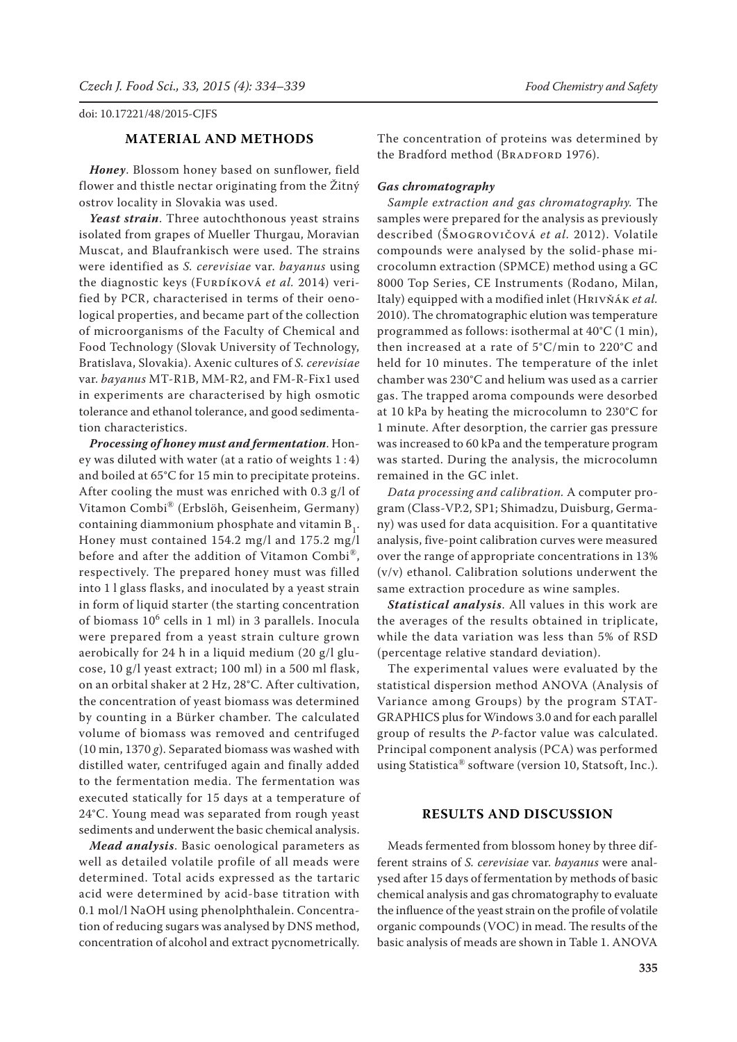## MATERIAL AND METHODS

***Honey***. Blossom honey based on sunflower, field flower and thistle nectar originating from the Žitný ostrov locality in Slovakia was used.

***Yeast strain***. Three autochthonous yeast strains isolated from grapes of Mueller Thurgau, Moravian Muscat, and Blaufrankisch were used. The strains were identified as *S. cerevisiae* var. *bayanus* using the diagnostic keys (Furdíková *et al.* 2014) verified by PCR, characterised in terms of their oenological properties, and became part of the collection of microorganisms of the Faculty of Chemical and Food Technology (Slovak University of Technology, Bratislava, Slovakia). Axenic cultures of *S. cerevisiae* var. *bayanus* MT-R1B, MM-R2, and FM-R-Fix1 used in experiments are characterised by high osmotic tolerance and ethanol tolerance, and good sedimentation characteristics.

***Processing of honey must and fermentation***. Honey was diluted with water (at a ratio of weights 1 : 4) and boiled at 65°C for 15 min to precipitate proteins. After cooling the must was enriched with 0.3 g/l of Vitamon Combi® (Erbslöh, Geisenheim, Germany) containing diammonium phosphate and vitamin $B_1$. Honey must contained 154.2 mg/l and 175.2 mg/l before and after the addition of Vitamon Combi®, respectively. The prepared honey must was filled into 1 l glass flasks, and inoculated by a yeast strain in form of liquid starter (the starting concentration of biomass $10^6$ cells in 1 ml) in 3 parallels. Inocula were prepared from a yeast strain culture grown aerobically for 24 h in a liquid medium (20 g/l glucose, 10 g/l yeast extract; 100 ml) in a 500 ml flask, on an orbital shaker at 2 Hz, 28°C. After cultivation, the concentration of yeast biomass was determined by counting in a Bürker chamber. The calculated volume of biomass was removed and centrifuged (10 min, 1370 *g*). Separated biomass was washed with distilled water, centrifuged again and finally added to the fermentation media. The fermentation was executed statically for 15 days at a temperature of 24°C. Young mead was separated from rough yeast sediments and underwent the basic chemical analysis.

***Mead analysis***. Basic oenological parameters as well as detailed volatile profile of all meads were determined. Total acids expressed as the tartaric acid were determined by acid-base titration with 0.1 mol/l NaOH using phenolphthalein. Concentration of reducing sugars was analysed by DNS method, concentration of alcohol and extract pycnometrically. The concentration of proteins was determined by the Bradford method (Bradford 1976).

### *Gas chromatography*

*Sample extraction and gas chromatography.* The samples were prepared for the analysis as previously described (Šmogrovičová *et al.* 2012). Volatile compounds were analysed by the solid-phase microcolumn extraction (SPMCE) method using a GC 8000 Top Series, CE Instruments (Rodano, Milan, Italy) equipped with a modified inlet (Hrivňák *et al.* 2010). The chromatographic elution was temperature programmed as follows: isothermal at 40°C (1 min), then increased at a rate of 5°C/min to 220°C and held for 10 minutes. The temperature of the inlet chamber was 230°C and helium was used as a carrier gas. The trapped aroma compounds were desorbed at 10 kPa by heating the microcolumn to 230°C for 1 minute. After desorption, the carrier gas pressure was increased to 60 kPa and the temperature program was started. During the analysis, the microcolumn remained in the GC inlet.

*Data processing and calibration.* A computer program (Class-VP.2, SP1; Shimadzu, Duisburg, Germany) was used for data acquisition. For a quantitative analysis, five-point calibration curves were measured over the range of appropriate concentrations in 13% (v/v) ethanol. Calibration solutions underwent the same extraction procedure as wine samples.

***Statistical analysis***. All values in this work are the averages of the results obtained in triplicate, while the data variation was less than 5% of RSD (percentage relative standard deviation).

The experimental values were evaluated by the statistical dispersion method ANOVA (Analysis of Variance among Groups) by the program STATGRAPHICS plus for Windows 3.0 and for each parallel group of results the *P*-factor value was calculated. Principal component analysis (PCA) was performed using Statistica® software (version 10, Statsoft, Inc.).

## RESULTS AND DISCUSSION

Meads fermented from blossom honey by three different strains of *S. cerevisiae* var. *bayanus* were analysed after 15 days of fermentation by methods of basic chemical analysis and gas chromatography to evaluate the influence of the yeast strain on the profile of volatile organic compounds (VOC) in mead. The results of the basic analysis of meads are shown in Table 1. ANOVA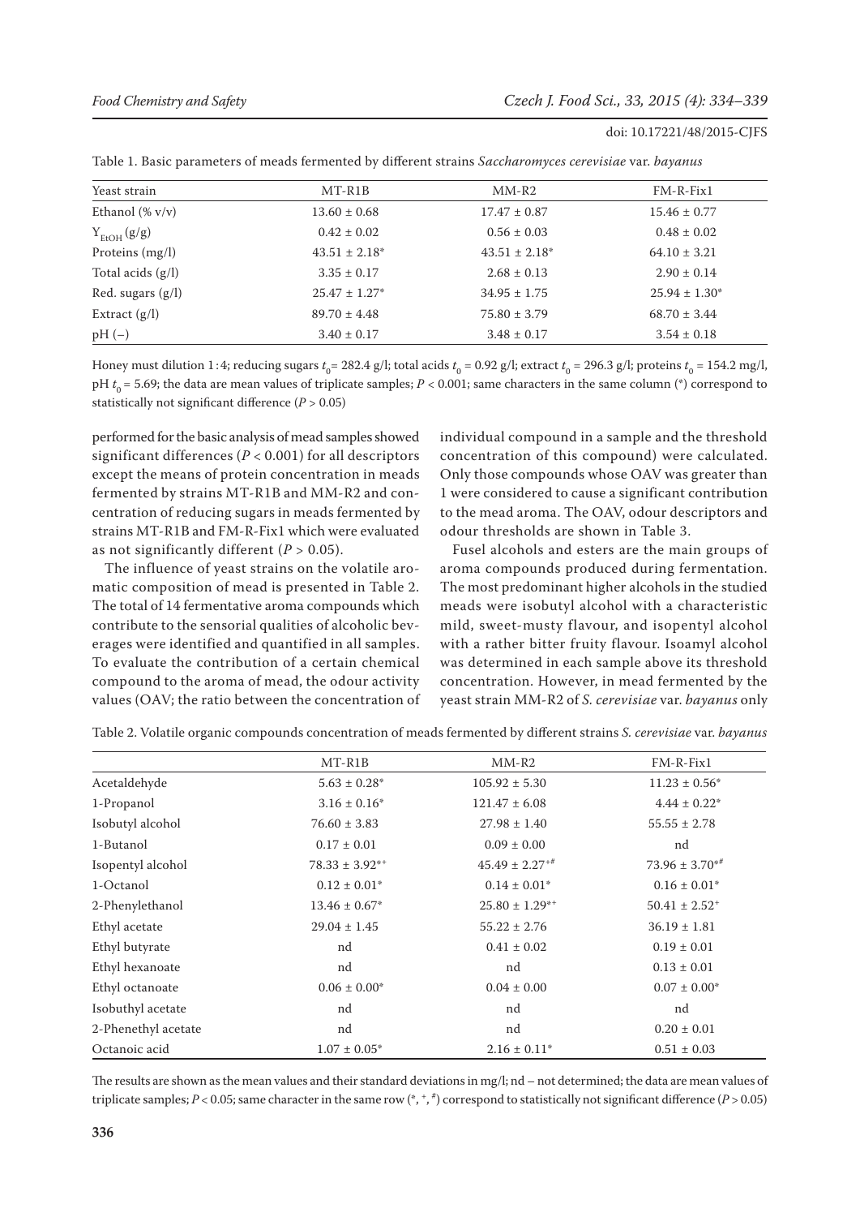Table 1. Basic parameters of meads fermented by different strains *Saccharomyces cerevisiae* var. *bayanus*

| Yeast strain | MT-R1B | MM-R2 | FM-R-Fix1 |
|---|---|---|---|
| Ethanol (% v/v) | 13.60 ± 0.68 | 17.47 ± 0.87 | 15.46 ± 0.77 |
| $Y_{EtOH}$ (g/g) | 0.42 ± 0.02 | 0.56 ± 0.03 | 0.48 ± 0.02 |
| Proteins (mg/l) | 43.51 ± 2.18* | 43.51 ± 2.18* | 64.10 ± 3.21 |
| Total acids (g/l) | 3.35 ± 0.17 | 2.68 ± 0.13 | 2.90 ± 0.14 |
| Red. sugars (g/l) | 25.47 ± 1.27* | 34.95 ± 1.75 | 25.94 ± 1.30* |
| Extract (g/l) | 89.70 ± 4.48 | 75.80 ± 3.79 | 68.70 ± 3.44 |
| pH (–) | 3.40 ± 0.17 | 3.48 ± 0.17 | 3.54 ± 0.18 |

Honey must dilution 1:4; reducing sugars $t_0$= 282.4 g/l; total acids $t_0$ = 0.92 g/l; extract $t_0$ = 296.3 g/l; proteins $t_0$ = 154.2 mg/l, pH $t_0$ = 5.69; the data are mean values of triplicate samples; $P < 0.001$; same characters in the same column (*) correspond to statistically not significant difference ($P > 0.05$)

performed for the basic analysis of mead samples showed significant differences ($P < 0.001$) for all descriptors except the means of protein concentration in meads fermented by strains MT-R1B and MM-R2 and concentration of reducing sugars in meads fermented by strains MT-R1B and FM-R-Fix1 which were evaluated as not significantly different ($P > 0.05$).

The influence of yeast strains on the volatile aromatic composition of mead is presented in Table 2. The total of 14 fermentative aroma compounds which contribute to the sensorial qualities of alcoholic beverages were identified and quantified in all samples. To evaluate the contribution of a certain chemical compound to the aroma of mead, the odour activity values (OAV; the ratio between the concentration of individual compound in a sample and the threshold concentration of this compound) were calculated. Only those compounds whose OAV was greater than 1 were considered to cause a significant contribution to the mead aroma. The OAV, odour descriptors and odour thresholds are shown in Table 3.

Fusel alcohols and esters are the main groups of aroma compounds produced during fermentation. The most predominant higher alcohols in the studied meads were isobutyl alcohol with a characteristic mild, sweet-musty flavour, and isopentyl alcohol with a rather bitter fruity flavour. Isoamyl alcohol was determined in each sample above its threshold concentration. However, in mead fermented by the yeast strain MM-R2 of *S. cerevisiae* var. *bayanus* only

Table 2. Volatile organic compounds concentration of meads fermented by different strains *S. cerevisiae* var. *bayanus*

| | MT-R1B | MM-R2 | FM-R-Fix1 |
|---|---|---|---|
| Acetaldehyde | 5.63 ± 0.28* | 105.92 ± 5.30 | 11.23 ± 0.56* |
| 1-Propanol | 3.16 ± 0.16* | 121.47 ± 6.08 | 4.44 ± 0.22* |
| Isobutyl alcohol | 76.60 ± 3.83 | 27.98 ± 1.40 | 55.55 ± 2.78 |
| 1-Butanol | 0.17 ± 0.01 | 0.09 ± 0.00 | nd |
| Isopentyl alcohol | 78.33 ± 3.92*+ | 45.49 ± 2.27+# | 73.96 ± 3.70*# |
| 1-Octanol | 0.12 ± 0.01* | 0.14 ± 0.01* | 0.16 ± 0.01* |
| 2-Phenylethanol | 13.46 ± 0.67* | 25.80 ± 1.29*+ | 50.41 ± 2.52+ |
| Ethyl acetate | 29.04 ± 1.45 | 55.22 ± 2.76 | 36.19 ± 1.81 |
| Ethyl butyrate | nd | 0.41 ± 0.02 | 0.19 ± 0.01 |
| Ethyl hexanoate | nd | nd | 0.13 ± 0.01 |
| Ethyl octanoate | 0.06 ± 0.00* | 0.04 ± 0.00 | 0.07 ± 0.00* |
| Isobuthyl acetate | nd | nd | nd |
| 2-Phenethyl acetate | nd | nd | 0.20 ± 0.01 |
| Octanoic acid | 1.07 ± 0.05* | 2.16 ± 0.11* | 0.51 ± 0.03 |

The results are shown as the mean values and their standard deviations in mg/l; nd – not determined; the data are mean values of triplicate samples; $P < 0.05$; same character in the same row (*, +, #) correspond to statistically not significant difference ($P > 0.05$)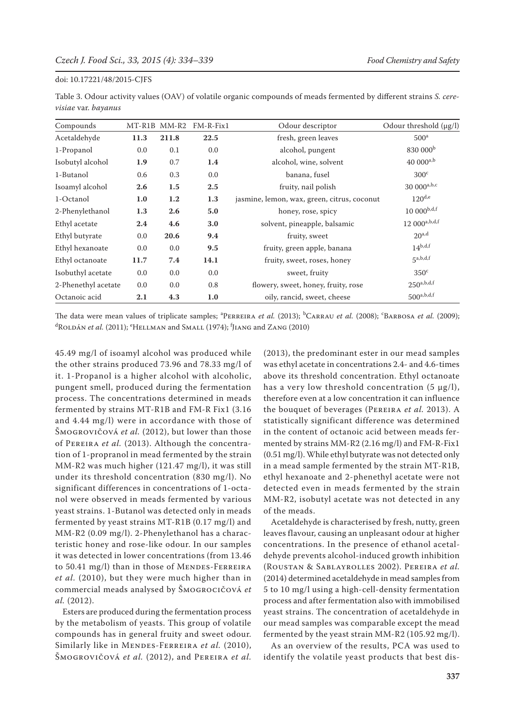Table 3. Odour activity values (OAV) of volatile organic compounds of meads fermented by different strains *S. cerevisiae* var. *bayanus*

| Compounds | MT-R1B | MM-R2 | FM-R-Fix1 | Odour descriptor | Odour threshold (µg/l) |
|---|---|---|---|---|---|
| Acetaldehyde | **11.3** | **211.8** | **22.5** | fresh, green leaves | 500[a] |
| 1-Propanol | 0.0 | 0.1 | 0.0 | alcohol, pungent | 830 000[b] |
| Isobutyl alcohol | **1.9** | 0.7 | **1.4** | alcohol, wine, solvent | 40 000[a,b] |
| 1-Butanol | 0.6 | 0.3 | 0.0 | banana, fusel | 300[c] |
| Isoamyl alcohol | **2.6** | **1.5** | **2.5** | fruity, nail polish | 30 000[a,b,c] |
| 1-Octanol | **1.0** | **1.2** | **1.3** | jasmine, lemon, wax, green, citrus, coconut | 120[d,e] |
| 2-Phenylethanol | **1.3** | **2.6** | **5.0** | honey, rose, spicy | 10 000[b,d,f] |
| Ethyl acetate | **2.4** | **4.6** | **3.0** | solvent, pineapple, balsamic | 12 000[a,b,d,f] |
| Ethyl butyrate | 0.0 | **20.6** | **9.4** | fruity, sweet | 20[a,d] |
| Ethyl hexanoate | 0.0 | 0.0 | **9.5** | fruity, green apple, banana | 14[b,d,f] |
| Ethyl octanoate | **11.7** | **7.4** | **14.1** | fruity, sweet, roses, honey | 5[a,b,d,f] |
| Isobuthyl acetate | 0.0 | 0.0 | 0.0 | sweet, fruity | 350[c] |
| 2-Phenethyl acetate | 0.0 | 0.0 | 0.8 | flowery, sweet, honey, fruity, rose | 250[a,b,d,f] |
| Octanoic acid | **2.1** | **4.3** | **1.0** | oily, rancid, sweet, cheese | 500[a,b,d,f] |

The data were mean values of triplicate samples; [a]Perreira *et al.* (2013); [b]Carrau *et al.* (2008); [c]Barbosa *et al.* (2009); [d]Roldán *et al.* (2011); [e]Hellman and Small (1974); [f]Jiang and Zang (2010)

45.49 mg/l of isoamyl alcohol was produced while the other strains produced 73.96 and 78.33 mg/l of it. 1-Propanol is a higher alcohol with alcoholic, pungent smell, produced during the fermentation process. The concentrations determined in meads fermented by strains MT-R1B and FM-R Fix1 (3.16 and 4.44 mg/l) were in accordance with those of Šmogrovičová *et al.* (2012), but lower than those of Pereira *et al.* (2013). Although the concentration of 1-propranol in mead fermented by the strain MM-R2 was much higher (121.47 mg/l), it was still under its threshold concentration (830 mg/l). No significant differences in concentrations of 1-octanol were observed in meads fermented by various yeast strains. 1-Butanol was detected only in meads fermented by yeast strains MT-R1B (0.17 mg/l) and MM-R2 (0.09 mg/l). 2-Phenylethanol has a characteristic honey and rose-like odour. In our samples it was detected in lower concentrations (from 13.46 to 50.41 mg/l) than in those of Mendes-Ferreira *et al.* (2010), but they were much higher than in commercial meads analysed by Šmogrocičová *et al.* (2012).

Esters are produced during the fermentation process by the metabolism of yeasts. This group of volatile compounds has in general fruity and sweet odour. Similarly like in Mendes-Ferreira *et al.* (2010), Šmogrovičová *et al.* (2012), and Pereira *et al.* (2013), the predominant ester in our mead samples was ethyl acetate in concentrations 2.4- and 4.6-times above its threshold concentration. Ethyl octanoate has a very low threshold concentration (5 µg/l), therefore even at a low concentration it can influence the bouquet of beverages (Pereira *et al.* 2013). A statistically significant difference was determined in the content of octanoic acid between meads fermented by strains MM-R2 (2.16 mg/l) and FM-R-Fix1 (0.51 mg/l). While ethyl butyrate was not detected only in a mead sample fermented by the strain MT-R1B, ethyl hexanoate and 2-phenethyl acetate were not detected even in meads fermented by the strain MM-R2, isobutyl acetate was not detected in any of the meads.

Acetaldehyde is characterised by fresh, nutty, green leaves flavour, causing an unpleasant odour at higher concentrations. In the presence of ethanol acetaldehyde prevents alcohol-induced growth inhibition (Roustan & Sablayrolles 2002). Pereira *et al.* (2014) determined acetaldehyde in mead samples from 5 to 10 mg/l using a high-cell-density fermentation process and after fermentation also with immobilised yeast strains. The concentration of acetaldehyde in our mead samples was comparable except the mead fermented by the yeast strain MM-R2 (105.92 mg/l).

As an overview of the results, PCA was used to identify the volatile yeast products that best dis-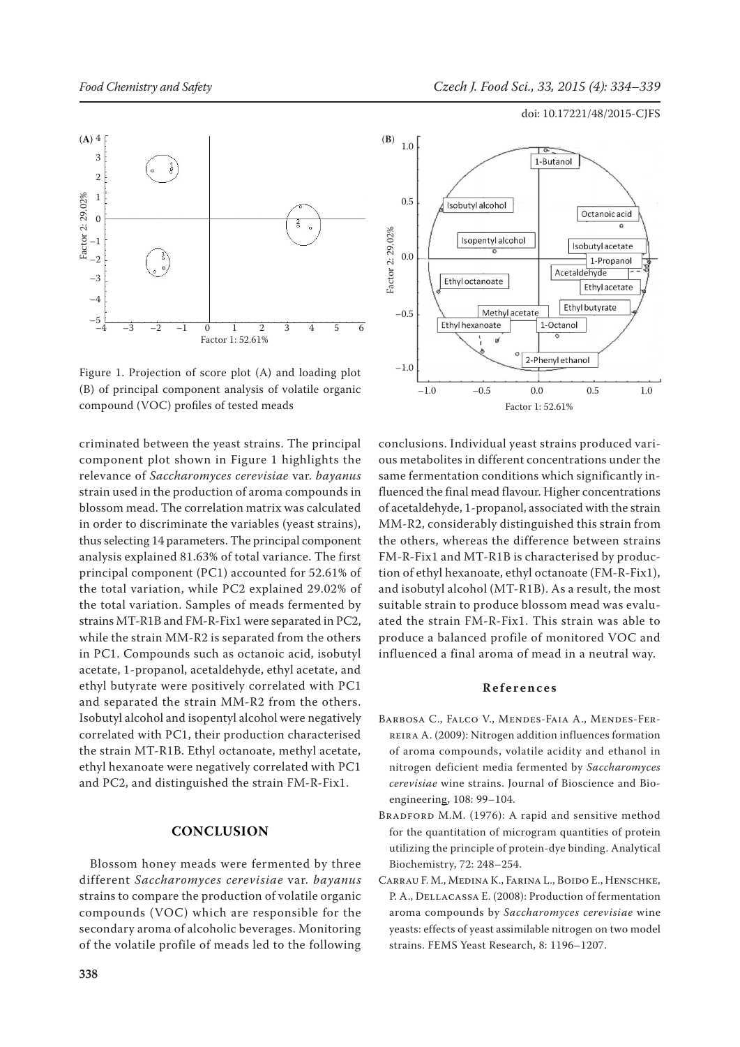Figure 1. Projection of score plot (A) and loading plot (B) of principal component analysis of volatile organic compound (VOC) profiles of tested meads

criminated between the yeast strains. The principal component plot shown in Figure 1 highlights the relevance of *Saccharomyces cerevisiae* var. *bayanus* strain used in the production of aroma compounds in blossom mead. The correlation matrix was calculated in order to discriminate the variables (yeast strains), thus selecting 14 parameters. The principal component analysis explained 81.63% of total variance. The first principal component (PC1) accounted for 52.61% of the total variation, while PC2 explained 29.02% of the total variation. Samples of meads fermented by strains MT-R1B and FM-R-Fix1 were separated in PC2, while the strain MM-R2 is separated from the others in PC1. Compounds such as octanoic acid, isobutyl acetate, 1-propanol, acetaldehyde, ethyl acetate, and ethyl butyrate were positively correlated with PC1 and separated the strain MM-R2 from the others. Isobutyl alcohol and isopentyl alcohol were negatively correlated with PC1, their production characterised the strain MT-R1B. Ethyl octanoate, methyl acetate, ethyl hexanoate were negatively correlated with PC1 and PC2, and distinguished the strain FM-R-Fix1.

## CONCLUSION

Blossom honey meads were fermented by three different *Saccharomyces cerevisiae* var. *bayanus* strains to compare the production of volatile organic compounds (VOC) which are responsible for the secondary aroma of alcoholic beverages. Monitoring of the volatile profile of meads led to the following conclusions. Individual yeast strains produced various metabolites in different concentrations under the same fermentation conditions which significantly influenced the final mead flavour. Higher concentrations of acetaldehyde, 1-propanol, associated with the strain MM-R2, considerably distinguished this strain from the others, whereas the difference between strains FM-R-Fix1 and MT-R1B is characterised by production of ethyl hexanoate, ethyl octanoate (FM-R-Fix1), and isobutyl alcohol (MT-R1B). As a result, the most suitable strain to produce blossom mead was evaluated the strain FM-R-Fix1. This strain was able to produce a balanced profile of monitored VOC and influenced a final aroma of mead in a neutral way.

## References

Barbosa C., Falco V., Mendes-Faia A., Mendes-Ferreira A. (2009): Nitrogen addition influences formation of aroma compounds, volatile acidity and ethanol in nitrogen deficient media fermented by *Saccharomyces cerevisiae* wine strains. Journal of Bioscience and Bioengineering, 108: 99–104.

Bradford M.M. (1976): A rapid and sensitive method for the quantitation of microgram quantities of protein utilizing the principle of protein-dye binding. Analytical Biochemistry, 72: 248–254.

Carrau F. M., Medina K., Farina L., Boido E., Henschke, P. A., Dellacassa E. (2008): Production of fermentation aroma compounds by *Saccharomyces cerevisiae* wine yeasts: effects of yeast assimilable nitrogen on two model strains. FEMS Yeast Research, 8: 1196–1207.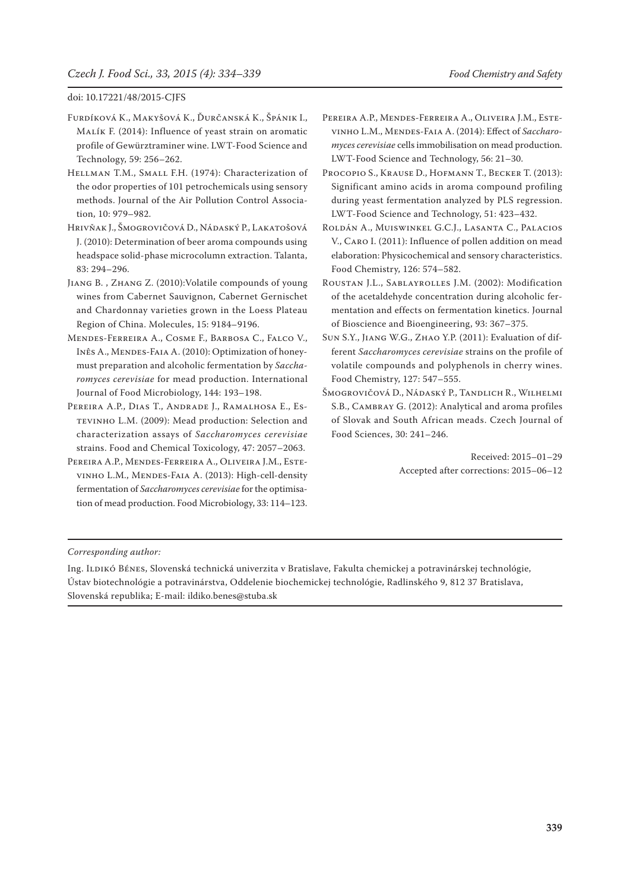Furdíková K., Makyšová K., Ďurčanská K., Špánik I., Malík F. (2014): Influence of yeast strain on aromatic profile of Gewürztraminer wine. LWT-Food Science and Technology, 59: 256–262.

Hellman T.M., Small F.H. (1974): Characterization of the odor properties of 101 petrochemicals using sensory methods. Journal of the Air Pollution Control Association, 10: 979–982.

Hrivňak J., Šmogrovičová D., Nádaský P., Lakatošová J. (2010): Determination of beer aroma compounds using headspace solid-phase microcolumn extraction. Talanta, 83: 294–296.

Jiang B. , Zhang Z. (2010):Volatile compounds of young wines from Cabernet Sauvignon, Cabernet Gernischet and Chardonnay varieties grown in the Loess Plateau Region of China. Molecules, 15: 9184–9196.

Mendes-Ferreira A., Cosme F., Barbosa C., Falco V., Inês A., Mendes-Faia A. (2010): Optimization of honey-must preparation and alcoholic fermentation by *Saccharomyces cerevisiae* for mead production. International Journal of Food Microbiology, 144: 193–198.

Pereira A.P., Dias T., Andrade J., Ramalhosa E., Estevinho L.M. (2009): Mead production: Selection and characterization assays of *Saccharomyces cerevisiae* strains. Food and Chemical Toxicology, 47: 2057–2063.

Pereira A.P., Mendes-Ferreira A., Oliveira J.M., Estevinho L.M., Mendes-Faia A. (2013): High-cell-density fermentation of *Saccharomyces cerevisiae* for the optimisation of mead production. Food Microbiology, 33: 114–123.

Pereira A.P., Mendes-Ferreira A., Oliveira J.M., Estevinho L.M., Mendes-Faia A. (2014): Effect of *Saccharomyces cerevisiae* cells immobilisation on mead production. LWT-Food Science and Technology, 56: 21–30.

Procopio S., Krause D., Hofmann T., Becker T. (2013): Significant amino acids in aroma compound profiling during yeast fermentation analyzed by PLS regression. LWT-Food Science and Technology, 51: 423–432.

Roldán A., Muiswinkel G.C.J., Lasanta C., Palacios V., Caro I. (2011): Influence of pollen addition on mead elaboration: Physicochemical and sensory characteristics. Food Chemistry, 126: 574–582.

Roustan J.L., Sablayrolles J.M. (2002): Modification of the acetaldehyde concentration during alcoholic fermentation and effects on fermentation kinetics. Journal of Bioscience and Bioengineering, 93: 367–375.

Sun S.Y., Jiang W.G., Zhao Y.P. (2011): Evaluation of different *Saccharomyces cerevisiae* strains on the profile of volatile compounds and polyphenols in cherry wines. Food Chemistry, 127: 547–555.

Šmogrovičová D., Nádaský P., Tandlich R., Wilhelmi S.B., Cambray G. (2012): Analytical and aroma profiles of Slovak and South African meads. Czech Journal of Food Sciences, 30: 241–246.

Received: 2015–01–29
Accepted after corrections: 2015–06–12

*Corresponding author:*

Ing. Ildikó Bénes, Slovenská technická univerzita v Bratislave, Fakulta chemickej a potravinárskej technológie, Ústav biotechnológie a potravinárstva, Oddelenie biochemickej technológie, Radlinského 9, 812 37 Bratislava, Slovenská republika; E-mail: ildiko.benes@stuba.sk